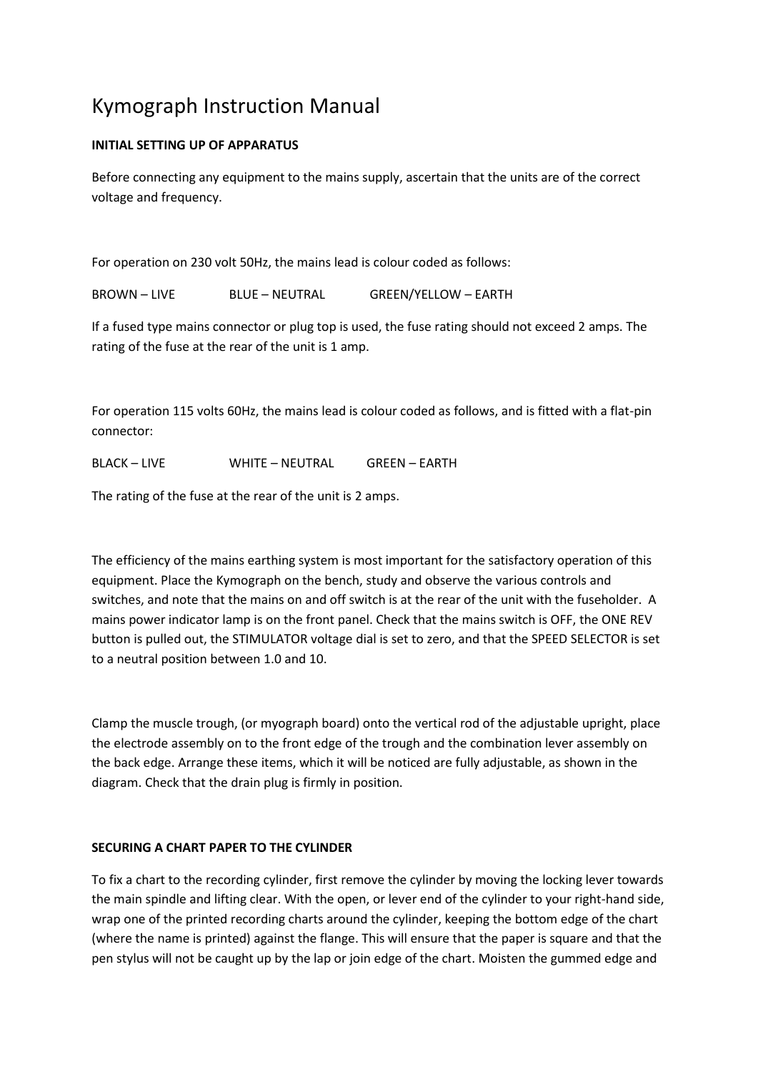# Kymograph Instruction Manual

**INITIAL SETTING UP OF APPARATUS**

Before connecting any equipment to the mains supply, ascertain that the units are of the correct voltage and frequency.

For operation on 230 volt 50Hz, the mains lead is colour coded as follows:

BROWN – LIVE BLUE – NEUTRAL GREEN/YELLOW – EARTH

If a fused type mains connector or plug top is used, the fuse rating should not exceed 2 amps. The rating of the fuse at the rear of the unit is 1 amp.

For operation 115 volts 60Hz, the mains lead is colour coded as follows, and is fitted with a flat-pin connector:

BLACK – LIVE WHITE – NEUTRAL GREEN – EARTH

The rating of the fuse at the rear of the unit is 2 amps.

The efficiency of the mains earthing system is most important for the satisfactory operation of this equipment. Place the Kymograph on the bench, study and observe the various controls and switches, and note that the mains on and off switch is at the rear of the unit with the fuseholder. A mains power indicator lamp is on the front panel. Check that the mains switch is OFF, the ONE REV button is pulled out, the STIMULATOR voltage dial is set to zero, and that the SPEED SELECTOR is set to a neutral position between 1.0 and 10.

Clamp the muscle trough, (or myograph board) onto the vertical rod of the adjustable upright, place the electrode assembly on to the front edge of the trough and the combination lever assembly on the back edge. Arrange these items, which it will be noticed are fully adjustable, as shown in the diagram. Check that the drain plug is firmly in position.

**SECURING A CHART PAPER TO THE CYLINDER**

To fix a chart to the recording cylinder, first remove the cylinder by moving the locking lever towards the main spindle and lifting clear. With the open, or lever end of the cylinder to your right-hand side, wrap one of the printed recording charts around the cylinder, keeping the bottom edge of the chart (where the name is printed) against the flange. This will ensure that the paper is square and that the pen stylus will not be caught up by the lap or join edge of the chart. Moisten the gummed edge and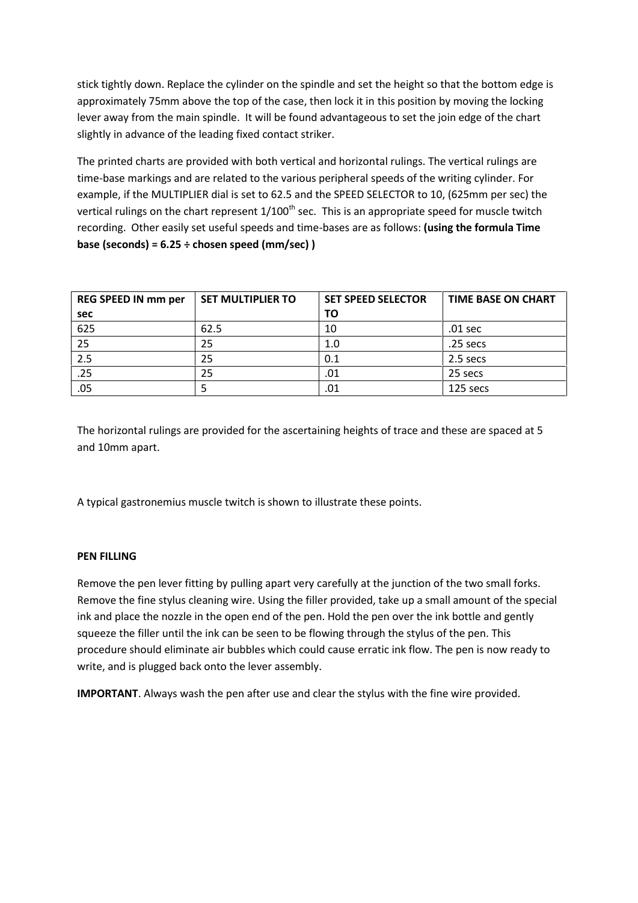stick tightly down. Replace the cylinder on the spindle and set the height so that the bottom edge is approximately 75mm above the top of the case, then lock it in this position by moving the locking lever away from the main spindle. It will be found advantageous to set the join edge of the chart slightly in advance of the leading fixed contact striker.

The printed charts are provided with both vertical and horizontal rulings. The vertical rulings are time-base markings and are related to the various peripheral speeds of the writing cylinder. For example, if the MULTIPLIER dial is set to 62.5 and the SPEED SELECTOR to 10, (625mm per sec) the vertical rulings on the chart represent 1/100th sec. This is an appropriate speed for muscle twitch recording. Other easily set useful speeds and time-bases are as follows: **(using the formula Time base (seconds) = 6.25 ÷ chosen speed (mm/sec) )**

| REG SPEED IN mm per sec | SET MULTIPLIER TO | SET SPEED SELECTOR TO | TIME BASE ON CHART |
|---|---|---|---|
| 625 | 62.5 | 10 | .01 sec |
| 25 | 25 | 1.0 | .25 secs |
| 2.5 | 25 | 0.1 | 2.5 secs |
| .25 | 25 | .01 | 25 secs |
| .05 | 5 | .01 | 125 secs |

The horizontal rulings are provided for the ascertaining heights of trace and these are spaced at 5 and 10mm apart.

A typical gastronemius muscle twitch is shown to illustrate these points.

**PEN FILLING**

Remove the pen lever fitting by pulling apart very carefully at the junction of the two small forks. Remove the fine stylus cleaning wire. Using the filler provided, take up a small amount of the special ink and place the nozzle in the open end of the pen. Hold the pen over the ink bottle and gently squeeze the filler until the ink can be seen to be flowing through the stylus of the pen. This procedure should eliminate air bubbles which could cause erratic ink flow. The pen is now ready to write, and is plugged back onto the lever assembly.

**IMPORTANT**. Always wash the pen after use and clear the stylus with the fine wire provided.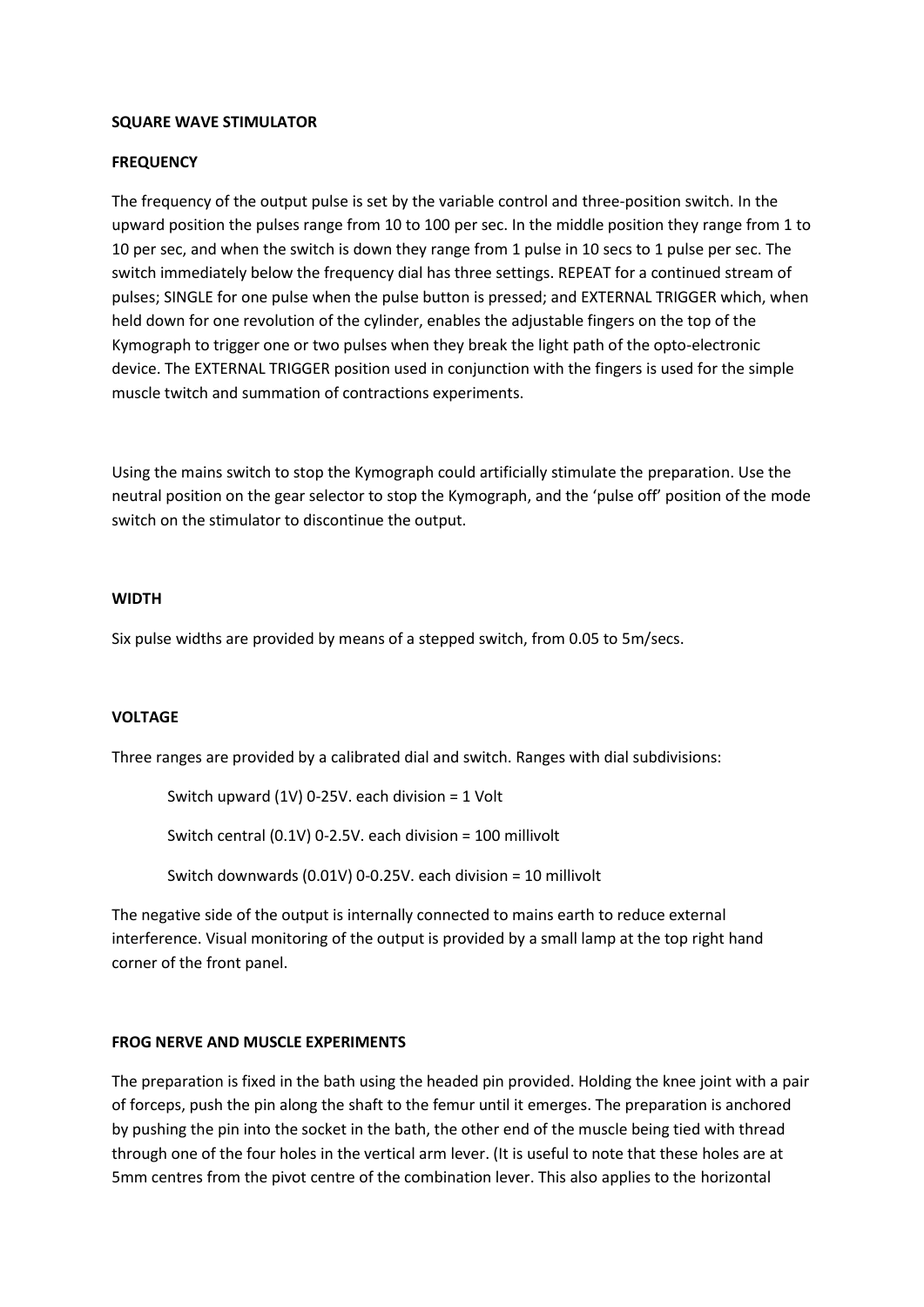**SQUARE WAVE STIMULATOR**

**FREQUENCY**

The frequency of the output pulse is set by the variable control and three-position switch. In the upward position the pulses range from 10 to 100 per sec. In the middle position they range from 1 to 10 per sec, and when the switch is down they range from 1 pulse in 10 secs to 1 pulse per sec. The switch immediately below the frequency dial has three settings. REPEAT for a continued stream of pulses; SINGLE for one pulse when the pulse button is pressed; and EXTERNAL TRIGGER which, when held down for one revolution of the cylinder, enables the adjustable fingers on the top of the Kymograph to trigger one or two pulses when they break the light path of the opto-electronic device. The EXTERNAL TRIGGER position used in conjunction with the fingers is used for the simple muscle twitch and summation of contractions experiments.

Using the mains switch to stop the Kymograph could artificially stimulate the preparation. Use the neutral position on the gear selector to stop the Kymograph, and the 'pulse off' position of the mode switch on the stimulator to discontinue the output.

**WIDTH**

Six pulse widths are provided by means of a stepped switch, from 0.05 to 5m/secs.

**VOLTAGE**

Three ranges are provided by a calibrated dial and switch. Ranges with dial subdivisions:

Switch upward (1V) 0-25V. each division = 1 Volt

Switch central (0.1V) 0-2.5V. each division = 100 millivolt

Switch downwards (0.01V) 0-0.25V. each division = 10 millivolt

The negative side of the output is internally connected to mains earth to reduce external interference. Visual monitoring of the output is provided by a small lamp at the top right hand corner of the front panel.

**FROG NERVE AND MUSCLE EXPERIMENTS**

The preparation is fixed in the bath using the headed pin provided. Holding the knee joint with a pair of forceps, push the pin along the shaft to the femur until it emerges. The preparation is anchored by pushing the pin into the socket in the bath, the other end of the muscle being tied with thread through one of the four holes in the vertical arm lever. (It is useful to note that these holes are at 5mm centres from the pivot centre of the combination lever. This also applies to the horizontal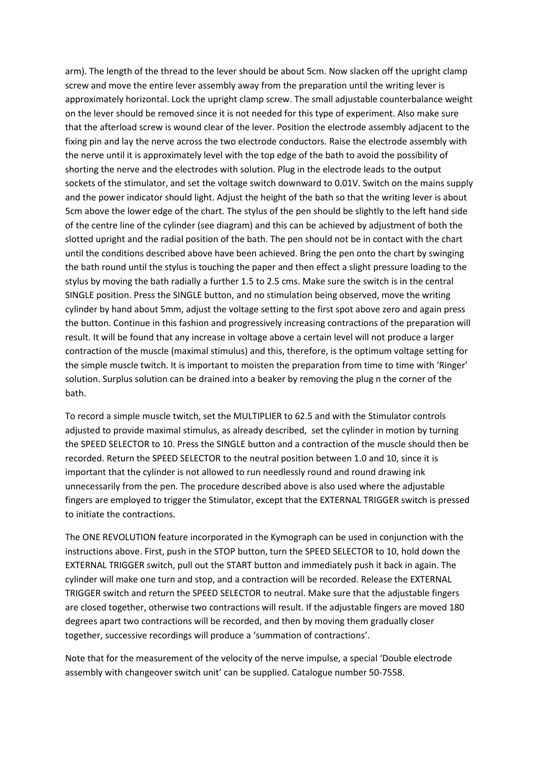arm). The length of the thread to the lever should be about 5cm. Now slacken off the upright clamp screw and move the entire lever assembly away from the preparation until the writing lever is approximately horizontal. Lock the upright clamp screw. The small adjustable counterbalance weight on the lever should be removed since it is not needed for this type of experiment. Also make sure that the afterload screw is wound clear of the lever. Position the electrode assembly adjacent to the fixing pin and lay the nerve across the two electrode conductors. Raise the electrode assembly with the nerve until it is approximately level with the top edge of the bath to avoid the possibility of shorting the nerve and the electrodes with solution. Plug in the electrode leads to the output sockets of the stimulator, and set the voltage switch downward to 0.01V. Switch on the mains supply and the power indicator should light. Adjust the height of the bath so that the writing lever is about 5cm above the lower edge of the chart. The stylus of the pen should be slightly to the left hand side of the centre line of the cylinder (see diagram) and this can be achieved by adjustment of both the slotted upright and the radial position of the bath. The pen should not be in contact with the chart until the conditions described above have been achieved. Bring the pen onto the chart by swinging the bath round until the stylus is touching the paper and then effect a slight pressure loading to the stylus by moving the bath radially a further 1.5 to 2.5 cms. Make sure the switch is in the central SINGLE position. Press the SINGLE button, and no stimulation being observed, move the writing cylinder by hand about 5mm, adjust the voltage setting to the first spot above zero and again press the button. Continue in this fashion and progressively increasing contractions of the preparation will result. It will be found that any increase in voltage above a certain level will not produce a larger contraction of the muscle (maximal stimulus) and this, therefore, is the optimum voltage setting for the simple muscle twitch. It is important to moisten the preparation from time to time with 'Ringer' solution. Surplus solution can be drained into a beaker by removing the plug n the corner of the bath.

To record a simple muscle twitch, set the MULTIPLIER to 62.5 and with the Stimulator controls adjusted to provide maximal stimulus, as already described, set the cylinder in motion by turning the SPEED SELECTOR to 10. Press the SINGLE button and a contraction of the muscle should then be recorded. Return the SPEED SELECTOR to the neutral position between 1.0 and 10, since it is important that the cylinder is not allowed to run needlessly round and round drawing ink unnecessarily from the pen. The procedure described above is also used where the adjustable fingers are employed to trigger the Stimulator, except that the EXTERNAL TRIGGER switch is pressed to initiate the contractions.

The ONE REVOLUTION feature incorporated in the Kymograph can be used in conjunction with the instructions above. First, push in the STOP button, turn the SPEED SELECTOR to 10, hold down the EXTERNAL TRIGGER switch, pull out the START button and immediately push it back in again. The cylinder will make one turn and stop, and a contraction will be recorded. Release the EXTERNAL TRIGGER switch and return the SPEED SELECTOR to neutral. Make sure that the adjustable fingers are closed together, otherwise two contractions will result. If the adjustable fingers are moved 180 degrees apart two contractions will be recorded, and then by moving them gradually closer together, successive recordings will produce a 'summation of contractions'.

Note that for the measurement of the velocity of the nerve impulse, a special 'Double electrode assembly with changeover switch unit' can be supplied. Catalogue number 50-7558.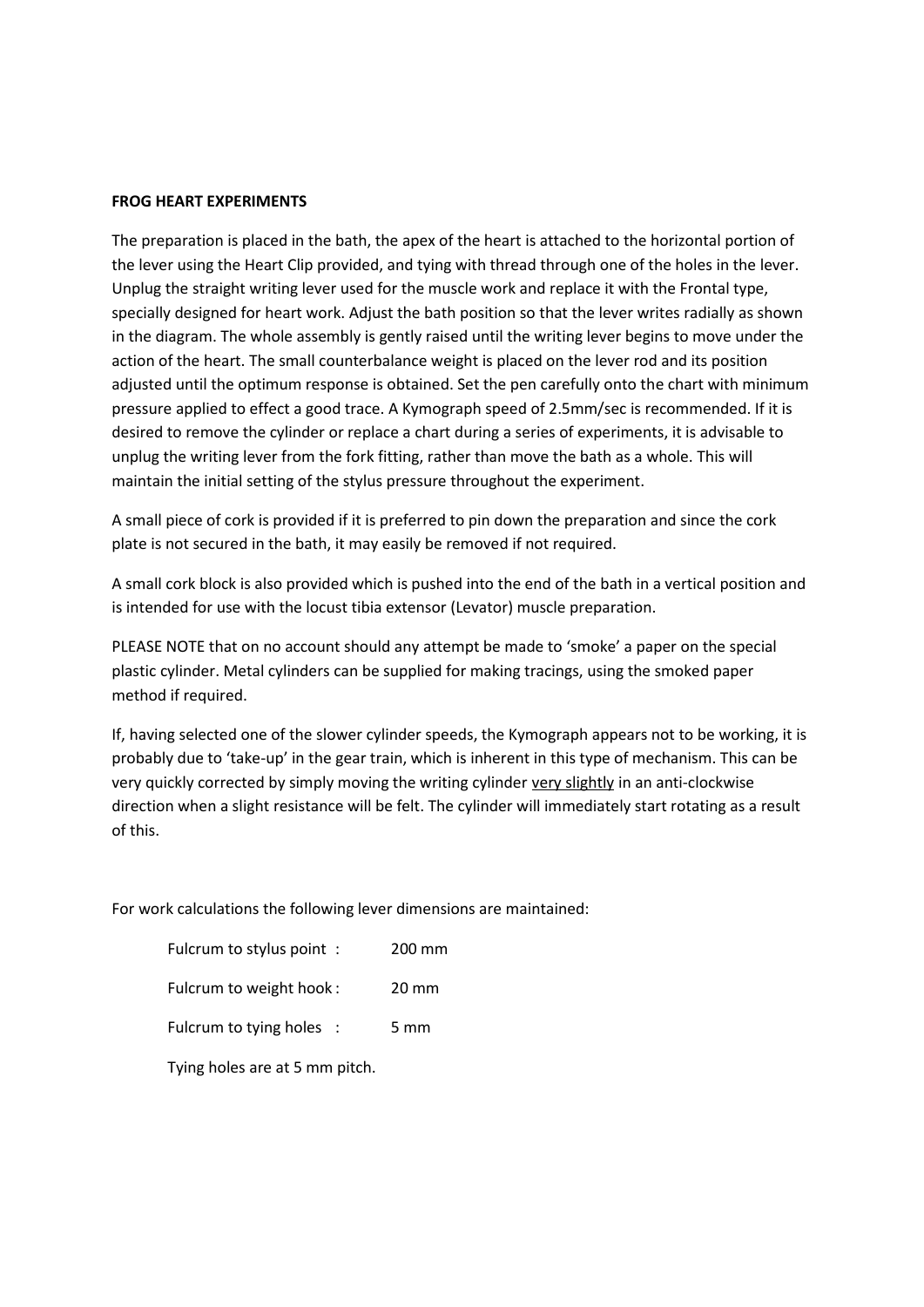**FROG HEART EXPERIMENTS**

The preparation is placed in the bath, the apex of the heart is attached to the horizontal portion of the lever using the Heart Clip provided, and tying with thread through one of the holes in the lever. Unplug the straight writing lever used for the muscle work and replace it with the Frontal type, specially designed for heart work. Adjust the bath position so that the lever writes radially as shown in the diagram. The whole assembly is gently raised until the writing lever begins to move under the action of the heart. The small counterbalance weight is placed on the lever rod and its position adjusted until the optimum response is obtained. Set the pen carefully onto the chart with minimum pressure applied to effect a good trace. A Kymograph speed of 2.5mm/sec is recommended. If it is desired to remove the cylinder or replace a chart during a series of experiments, it is advisable to unplug the writing lever from the fork fitting, rather than move the bath as a whole. This will maintain the initial setting of the stylus pressure throughout the experiment.

A small piece of cork is provided if it is preferred to pin down the preparation and since the cork plate is not secured in the bath, it may easily be removed if not required.

A small cork block is also provided which is pushed into the end of the bath in a vertical position and is intended for use with the locust tibia extensor (Levator) muscle preparation.

PLEASE NOTE that on no account should any attempt be made to 'smoke' a paper on the special plastic cylinder. Metal cylinders can be supplied for making tracings, using the smoked paper method if required.

If, having selected one of the slower cylinder speeds, the Kymograph appears not to be working, it is probably due to 'take-up' in the gear train, which is inherent in this type of mechanism. This can be very quickly corrected by simply moving the writing cylinder <u>very slightly</u> in an anti-clockwise direction when a slight resistance will be felt. The cylinder will immediately start rotating as a result of this.

For work calculations the following lever dimensions are maintained:

| | |
|---|---|
| Fulcrum to stylus point : | 200 mm |
| Fulcrum to weight hook : | 20 mm |
| Fulcrum to tying holes : | 5 mm |

Tying holes are at 5 mm pitch.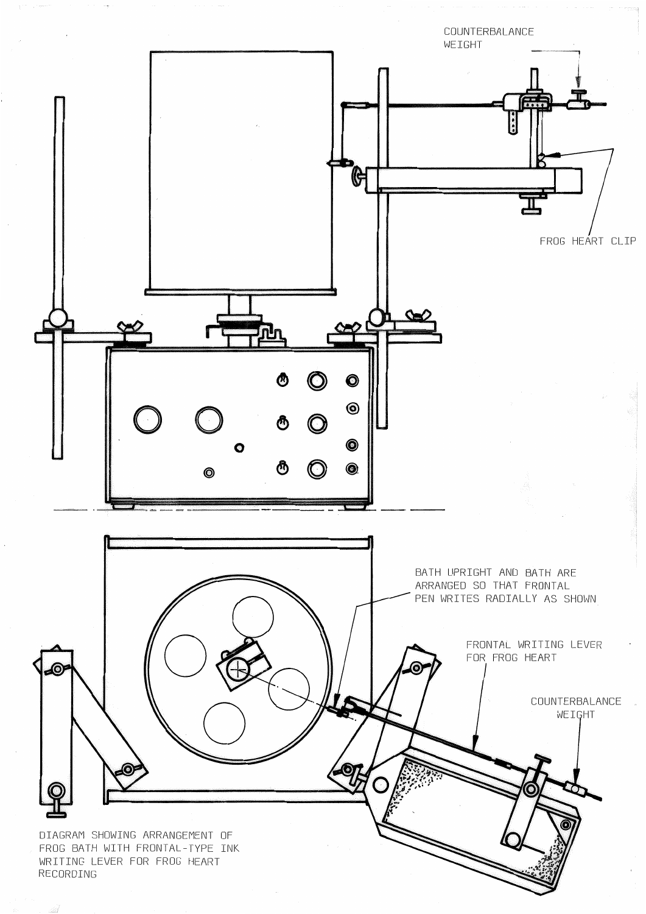COUNTERBALANCE WEIGHT

FROG HEART CLIP

BATH UPRIGHT AND BATH ARE ARRANGED SO THAT FRONTAL PEN WRITES RADIALLY AS SHOWN

FRONTAL WRITING LEVER FOR FROG HEART

COUNTERBALANCE WEIGHT

DIAGRAM SHOWING ARRANGEMENT OF FROG BATH WITH FRONTAL-TYPE INK WRITING LEVER FOR FROG HEART RECORDING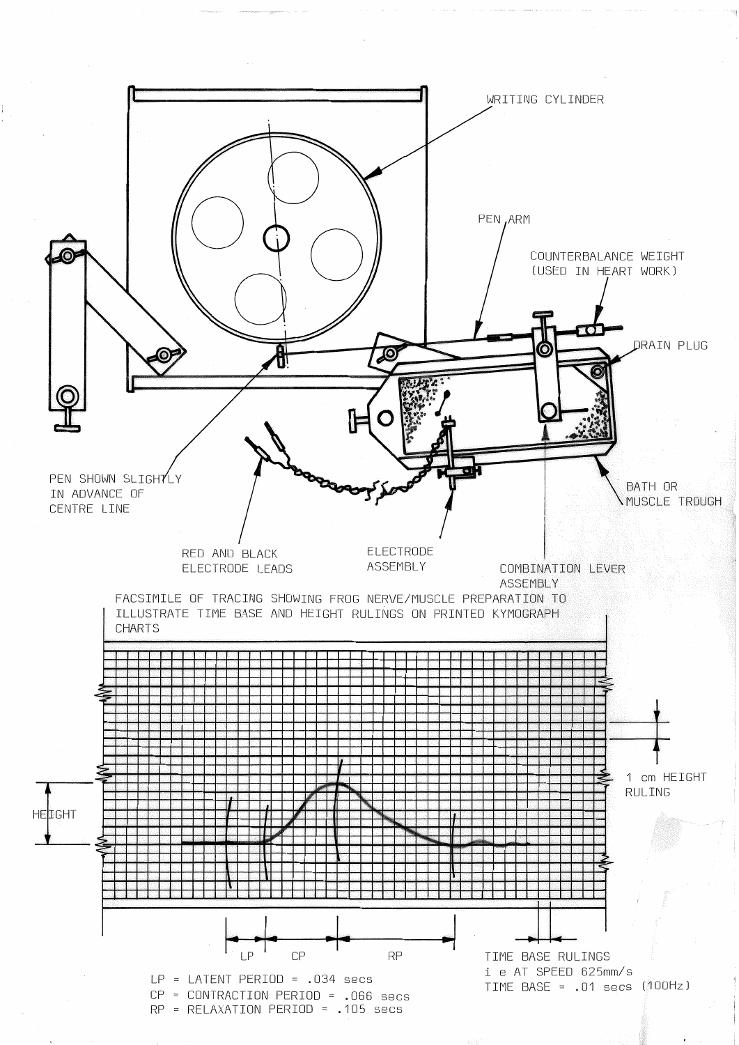WRITING CYLINDER

PEN ARM

COUNTERBALANCE WEIGHT (USED IN HEART WORK)

DRAIN PLUG

PEN SHOWN SLIGHTLY IN ADVANCE OF CENTRE LINE

BATH OR MUSCLE TROUGH

RED AND BLACK ELECTRODE LEADS

ELECTRODE ASSEMBLY

COMBINATION LEVER ASSEMBLY

FACSIMILE OF TRACING SHOWING FROG NERVE/MUSCLE PREPARATION TO ILLUSTRATE TIME BASE AND HEIGHT RULINGS ON PRINTED KYMOGRAPH CHARTS

HEIGHT

1 cm HEIGHT RULING

LP CP RP

TIME BASE RULINGS
i e AT SPEED 625mm/s
TIME BASE = .01 secs (100Hz)

LP = LATENT PERIOD = .034 secs
CP = CONTRACTION PERIOD = .066 secs
RP = RELAXATION PERIOD = .105 secs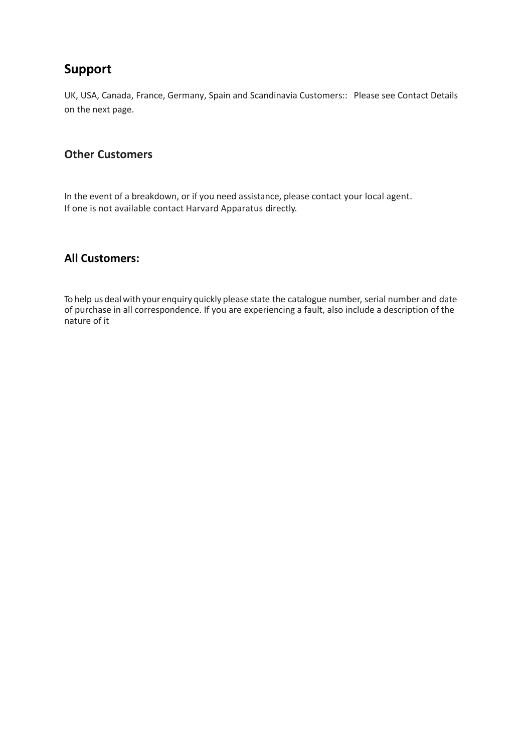## Support

UK, USA, Canada, France, Germany, Spain and Scandinavia Customers:: Please see Contact Details on the next page.

### Other Customers

In the event of a breakdown, or if you need assistance, please contact your local agent.
If one is not available contact Harvard Apparatus directly.

### All Customers:

To help us deal with your enquiry quickly please state the catalogue number, serial number and date of purchase in all correspondence. If you are experiencing a fault, also include a description of the nature of it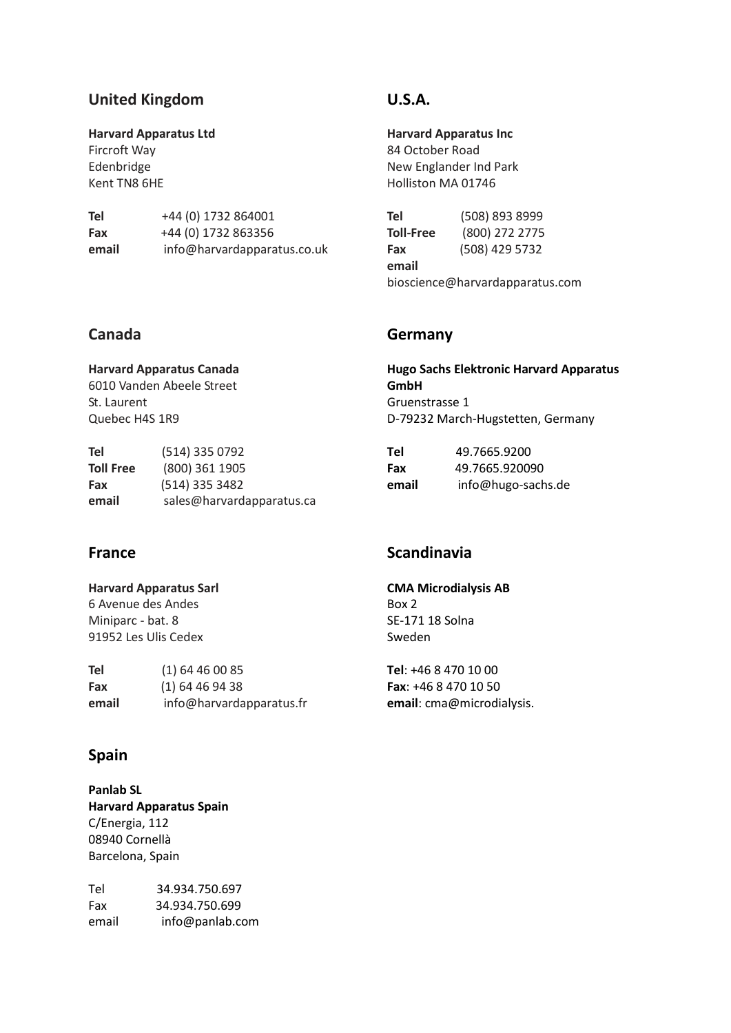## United Kingdom

**Harvard Apparatus Ltd**
Fircroft Way
Edenbridge
Kent TN8 6HE

**Tel** +44 (0) 1732 864001
**Fax** +44 (0) 1732 863356
**email** info@harvardapparatus.co.uk

## U.S.A.

**Harvard Apparatus Inc**
84 October Road
New Englander Ind Park
Holliston MA 01746

**Tel** (508) 893 8999
**Toll-Free** (800) 272 2775
**Fax** (508) 429 5732
**email**
bioscience@harvardapparatus.com

## Canada

**Harvard Apparatus Canada**
6010 Vanden Abeele Street
St. Laurent
Quebec H4S 1R9

**Tel** (514) 335 0792
**Toll Free** (800) 361 1905
**Fax** (514) 335 3482
**email** sales@harvardapparatus.ca

## Germany

**Hugo Sachs Elektronic Harvard Apparatus GmbH**
Gruenstrasse 1
D-79232 March-Hugstetten, Germany

**Tel** 49.7665.9200
**Fax** 49.7665.920090
**email** info@hugo-sachs.de

## France

**Harvard Apparatus Sarl**
6 Avenue des Andes
Miniparc - bat. 8
91952 Les Ulis Cedex

**Tel** (1) 64 46 00 85
**Fax** (1) 64 46 94 38
**email** info@harvardapparatus.fr

## Scandinavia

**CMA Microdialysis AB**
Box 2
SE-171 18 Solna
Sweden

**Tel**: +46 8 470 10 00
**Fax**: +46 8 470 10 50
**email**: cma@microdialysis.

## Spain

**Panlab SL**
**Harvard Apparatus Spain**
C/Energia, 112
08940 Cornellà
Barcelona, Spain

Tel 34.934.750.697
Fax 34.934.750.699
email info@panlab.com